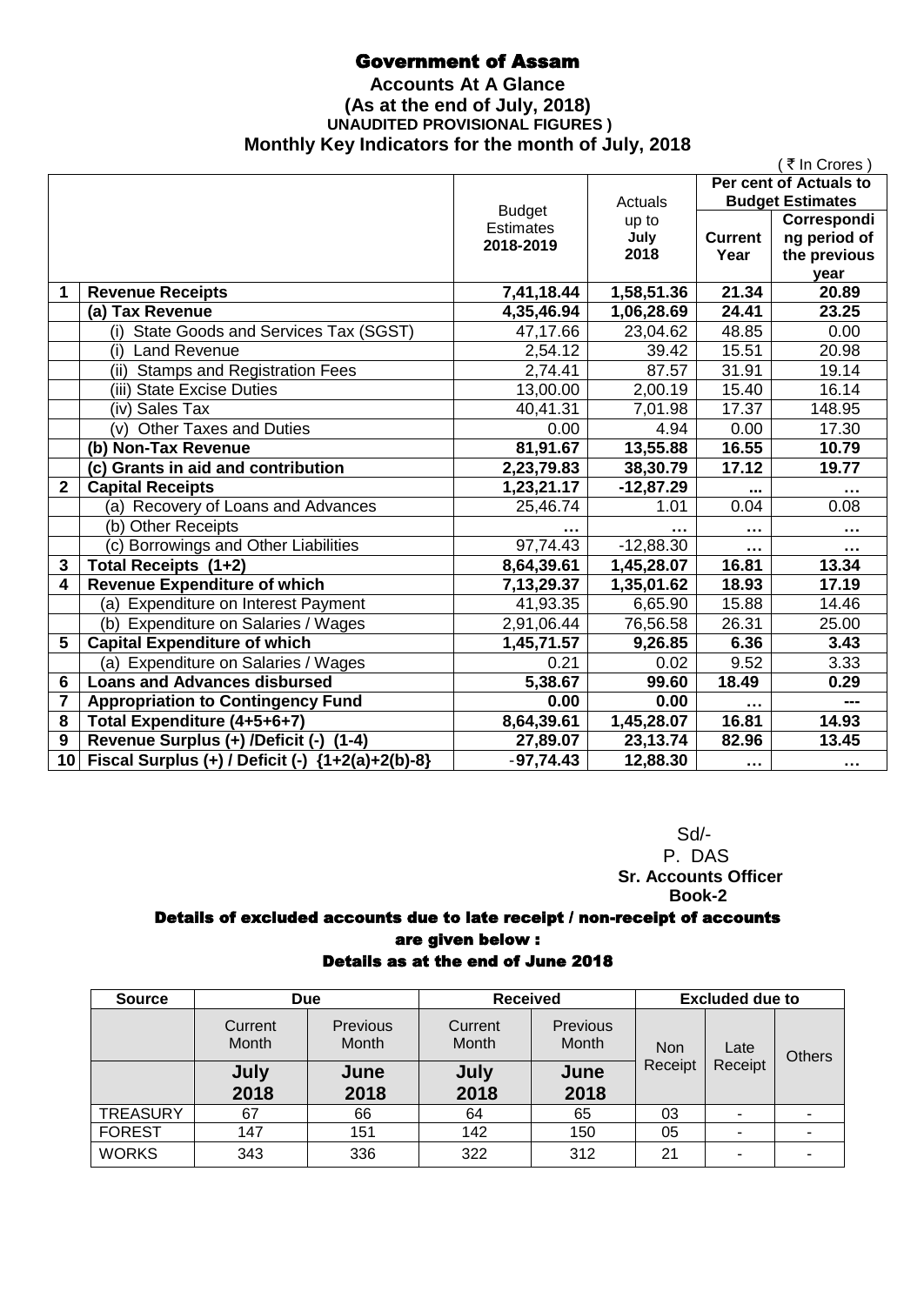# Government of Assam

## Accounts At A Glance

### (As at the end of July, 2018)

**UNAUDITED PROVISIONAL FIGURES )**

### Monthly Key Indicators for the month of July, 2018

( ₹ In Crores )

| | | Budget Estimates 2018-2019 | Actuals up to July 2018 | Per cent of Actuals to Budget Estimates | |
|---|---|---|---|---|---|
| | | | | **Current Year** | **Corresponding period of the previous year** |
| **1** | **Revenue Receipts** | **7,41,18.44** | **1,58,51.36** | **21.34** | **20.89** |
| | **(a) Tax Revenue** | **4,35,46.94** | **1,06,28.69** | **24.41** | **23.25** |
| | (i) State Goods and Services Tax (SGST) | 47,17.66 | 23,04.62 | 48.85 | 0.00 |
| | (i) Land Revenue | 2,54.12 | 39.42 | 15.51 | 20.98 |
| | (ii) Stamps and Registration Fees | 2,74.41 | 87.57 | 31.91 | 19.14 |
| | (iii) State Excise Duties | 13,00.00 | 2,00.19 | 15.40 | 16.14 |
| | (iv) Sales Tax | 40,41.31 | 7,01.98 | 17.37 | 148.95 |
| | (v) Other Taxes and Duties | 0.00 | 4.94 | 0.00 | 17.30 |
| | **(b) Non-Tax Revenue** | **81,91.67** | **13,55.88** | **16.55** | **10.79** |
| | **(c) Grants in aid and contribution** | **2,23,79.83** | **38,30.79** | **17.12** | **19.77** |
| **2** | **Capital Receipts** | **1,23,21.17** | **-12,87.29** | **...** | **…** |
| | (a) Recovery of Loans and Advances | 25,46.74 | 1.01 | 0.04 | 0.08 |
| | (b) Other Receipts | … | … | … | … |
| | (c) Borrowings and Other Liabilities | 97,74.43 | -12,88.30 | … | … |
| **3** | **Total Receipts (1+2)** | **8,64,39.61** | **1,45,28.07** | **16.81** | **13.34** |
| **4** | **Revenue Expenditure of which** | **7,13,29.37** | **1,35,01.62** | **18.93** | **17.19** |
| | (a) Expenditure on Interest Payment | 41,93.35 | 6,65.90 | 15.88 | 14.46 |
| | (b) Expenditure on Salaries / Wages | 2,91,06.44 | 76,56.58 | 26.31 | 25.00 |
| **5** | **Capital Expenditure of which** | **1,45,71.57** | **9,26.85** | **6.36** | **3.43** |
| | (a) Expenditure on Salaries / Wages | 0.21 | 0.02 | 9.52 | 3.33 |
| **6** | **Loans and Advances disbursed** | **5,38.67** | **99.60** | **18.49** | **0.29** |
| **7** | **Appropriation to Contingency Fund** | **0.00** | **0.00** | **…** | **---** |
| **8** | **Total Expenditure (4+5+6+7)** | **8,64,39.61** | **1,45,28.07** | **16.81** | **14.93** |
| **9** | **Revenue Surplus (+) /Deficit (-) (1-4)** | **27,89.07** | **23,13.74** | **82.96** | **13.45** |
| **10** | **Fiscal Surplus (+) / Deficit (-) {1+2(a)+2(b)-8}** | **-97,74.43** | **12,88.30** | **…** | **…** |

Sd/-
P. DAS
**Sr. Accounts Officer**
**Book-2**

### Details of excluded accounts due to late receipt / non-receipt of accounts are given below :

### Details as at the end of June 2018

| Source | Due | | Received | | Excluded due to | | |
|---|---|---|---|---|---|---|---|
| | Current Month | Previous Month | Current Month | Previous Month | Non Receipt | Late Receipt | Others |
| | **July 2018** | **June 2018** | **July 2018** | **June 2018** | | | |
| TREASURY | 67 | 66 | 64 | 65 | 03 | - | - |
| FOREST | 147 | 151 | 142 | 150 | 05 | - | - |
| WORKS | 343 | 336 | 322 | 312 | 21 | - | - |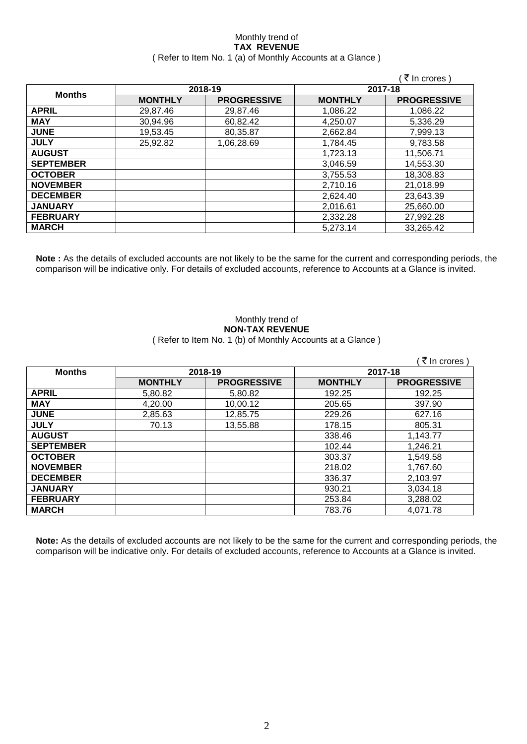Monthly trend of
**TAX REVENUE**
( Refer to Item No. 1 (a) of Monthly Accounts at a Glance )

( ₹ In crores )

| Months | 2018-19 | | 2017-18 | |
|---|---|---|---|---|
| | **MONTHLY** | **PROGRESSIVE** | **MONTHLY** | **PROGRESSIVE** |
| **APRIL** | 29,87.46 | 29,87.46 | 1,086.22 | 1,086.22 |
| **MAY** | 30,94.96 | 60,82.42 | 4,250.07 | 5,336.29 |
| **JUNE** | 19,53.45 | 80,35.87 | 2,662.84 | 7,999.13 |
| **JULY** | 25,92.82 | 1,06,28.69 | 1,784.45 | 9,783.58 |
| **AUGUST** | | | 1,723.13 | 11,506.71 |
| **SEPTEMBER** | | | 3,046.59 | 14,553.30 |
| **OCTOBER** | | | 3,755.53 | 18,308.83 |
| **NOVEMBER** | | | 2,710.16 | 21,018.99 |
| **DECEMBER** | | | 2,624.40 | 23,643.39 |
| **JANUARY** | | | 2,016.61 | 25,660.00 |
| **FEBRUARY** | | | 2,332.28 | 27,992.28 |
| **MARCH** | | | 5,273.14 | 33,265.42 |

**Note :** As the details of excluded accounts are not likely to be the same for the current and corresponding periods, the comparison will be indicative only. For details of excluded accounts, reference to Accounts at a Glance is invited.

Monthly trend of
**NON-TAX REVENUE**
( Refer to Item No. 1 (b) of Monthly Accounts at a Glance )

( ₹ In crores )

| Months | 2018-19 | | 2017-18 | |
|---|---|---|---|---|
| | **MONTHLY** | **PROGRESSIVE** | **MONTHLY** | **PROGRESSIVE** |
| **APRIL** | 5,80.82 | 5,80.82 | 192.25 | 192.25 |
| **MAY** | 4,20.00 | 10,00.12 | 205.65 | 397.90 |
| **JUNE** | 2,85.63 | 12,85.75 | 229.26 | 627.16 |
| **JULY** | 70.13 | 13,55.88 | 178.15 | 805.31 |
| **AUGUST** | | | 338.46 | 1,143.77 |
| **SEPTEMBER** | | | 102.44 | 1,246.21 |
| **OCTOBER** | | | 303.37 | 1,549.58 |
| **NOVEMBER** | | | 218.02 | 1,767.60 |
| **DECEMBER** | | | 336.37 | 2,103.97 |
| **JANUARY** | | | 930.21 | 3,034.18 |
| **FEBRUARY** | | | 253.84 | 3,288.02 |
| **MARCH** | | | 783.76 | 4,071.78 |

**Note:** As the details of excluded accounts are not likely to be the same for the current and corresponding periods, the comparison will be indicative only. For details of excluded accounts, reference to Accounts at a Glance is invited.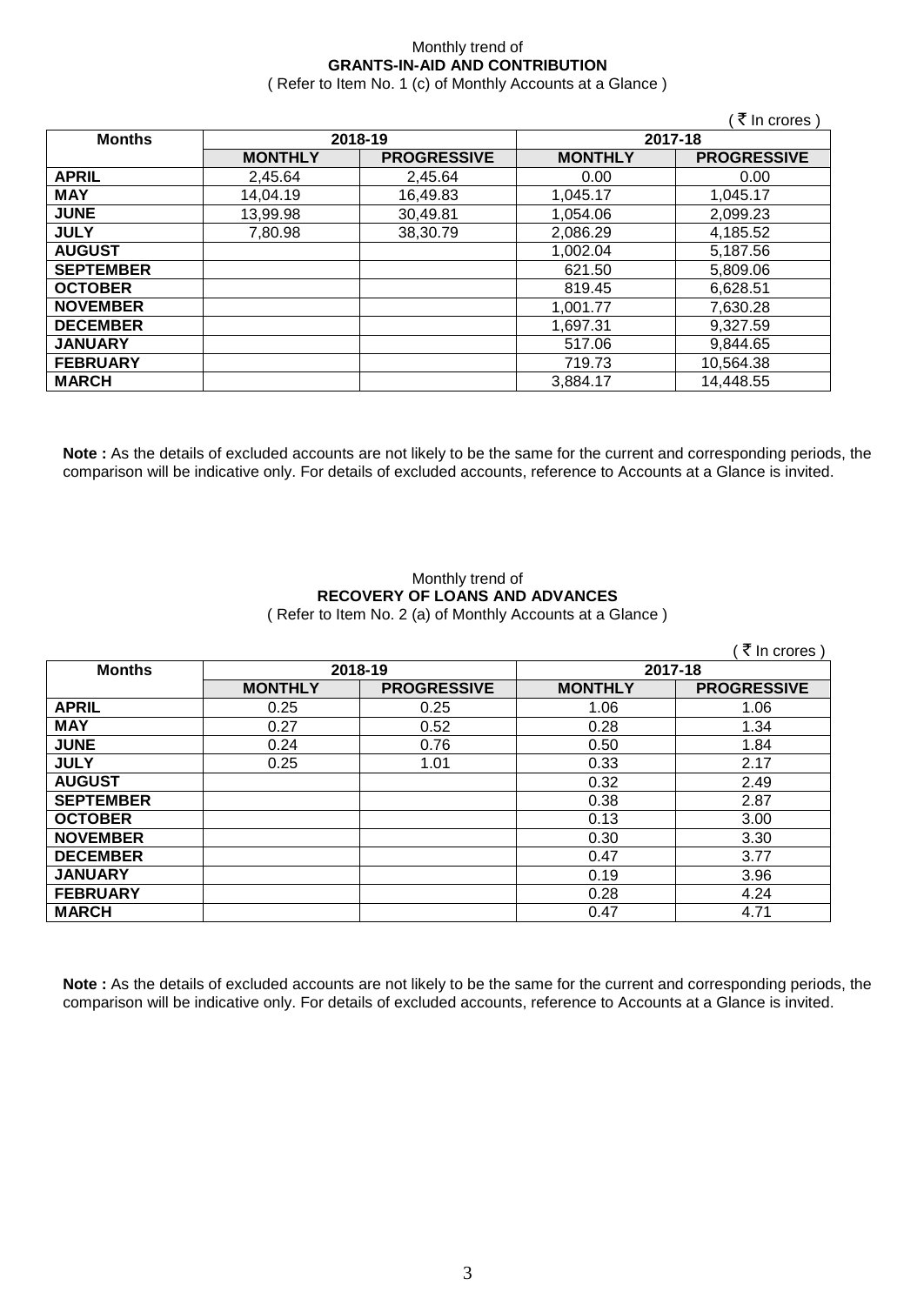Monthly trend of

**GRANTS-IN-AID AND CONTRIBUTION**

( Refer to Item No. 1 (c) of Monthly Accounts at a Glance )

( ₹ In crores )

| Months | 2018-19 | | 2017-18 | |
|---|---|---|---|---|
| | **MONTHLY** | **PROGRESSIVE** | **MONTHLY** | **PROGRESSIVE** |
| **APRIL** | 2,45.64 | 2,45.64 | 0.00 | 0.00 |
| **MAY** | 14,04.19 | 16,49.83 | 1,045.17 | 1,045.17 |
| **JUNE** | 13,99.98 | 30,49.81 | 1,054.06 | 2,099.23 |
| **JULY** | 7,80.98 | 38,30.79 | 2,086.29 | 4,185.52 |
| **AUGUST** | | | 1,002.04 | 5,187.56 |
| **SEPTEMBER** | | | 621.50 | 5,809.06 |
| **OCTOBER** | | | 819.45 | 6,628.51 |
| **NOVEMBER** | | | 1,001.77 | 7,630.28 |
| **DECEMBER** | | | 1,697.31 | 9,327.59 |
| **JANUARY** | | | 517.06 | 9,844.65 |
| **FEBRUARY** | | | 719.73 | 10,564.38 |
| **MARCH** | | | 3,884.17 | 14,448.55 |

**Note :** As the details of excluded accounts are not likely to be the same for the current and corresponding periods, the comparison will be indicative only. For details of excluded accounts, reference to Accounts at a Glance is invited.

Monthly trend of

**RECOVERY OF LOANS AND ADVANCES**

( Refer to Item No. 2 (a) of Monthly Accounts at a Glance )

( ₹ In crores )

| Months | 2018-19 | | 2017-18 | |
|---|---|---|---|---|
| | **MONTHLY** | **PROGRESSIVE** | **MONTHLY** | **PROGRESSIVE** |
| **APRIL** | 0.25 | 0.25 | 1.06 | 1.06 |
| **MAY** | 0.27 | 0.52 | 0.28 | 1.34 |
| **JUNE** | 0.24 | 0.76 | 0.50 | 1.84 |
| **JULY** | 0.25 | 1.01 | 0.33 | 2.17 |
| **AUGUST** | | | 0.32 | 2.49 |
| **SEPTEMBER** | | | 0.38 | 2.87 |
| **OCTOBER** | | | 0.13 | 3.00 |
| **NOVEMBER** | | | 0.30 | 3.30 |
| **DECEMBER** | | | 0.47 | 3.77 |
| **JANUARY** | | | 0.19 | 3.96 |
| **FEBRUARY** | | | 0.28 | 4.24 |
| **MARCH** | | | 0.47 | 4.71 |

**Note :** As the details of excluded accounts are not likely to be the same for the current and corresponding periods, the comparison will be indicative only. For details of excluded accounts, reference to Accounts at a Glance is invited.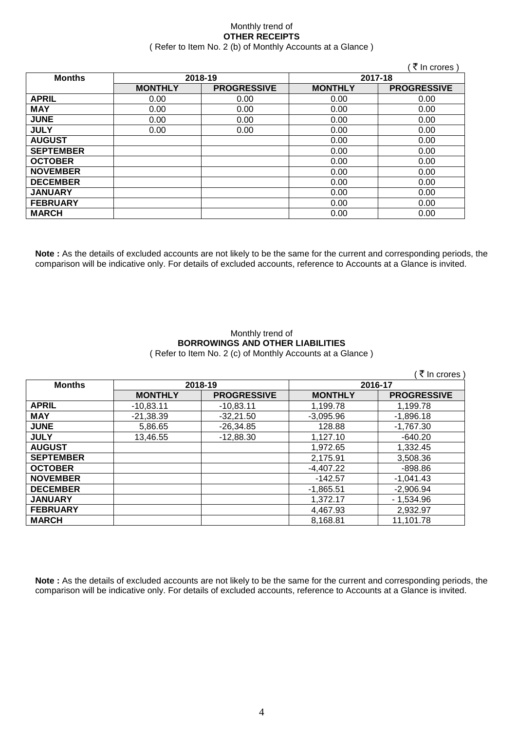Monthly trend of

**OTHER RECEIPTS**

( Refer to Item No. 2 (b) of Monthly Accounts at a Glance )

( ₹ In crores )

| Months | 2018-19 | | 2017-18 | |
|---|---|---|---|---|
| | **MONTHLY** | **PROGRESSIVE** | **MONTHLY** | **PROGRESSIVE** |
| **APRIL** | 0.00 | 0.00 | 0.00 | 0.00 |
| **MAY** | 0.00 | 0.00 | 0.00 | 0.00 |
| **JUNE** | 0.00 | 0.00 | 0.00 | 0.00 |
| **JULY** | 0.00 | 0.00 | 0.00 | 0.00 |
| **AUGUST** | | | 0.00 | 0.00 |
| **SEPTEMBER** | | | 0.00 | 0.00 |
| **OCTOBER** | | | 0.00 | 0.00 |
| **NOVEMBER** | | | 0.00 | 0.00 |
| **DECEMBER** | | | 0.00 | 0.00 |
| **JANUARY** | | | 0.00 | 0.00 |
| **FEBRUARY** | | | 0.00 | 0.00 |
| **MARCH** | | | 0.00 | 0.00 |

**Note :** As the details of excluded accounts are not likely to be the same for the current and corresponding periods, the comparison will be indicative only. For details of excluded accounts, reference to Accounts at a Glance is invited.

Monthly trend of

**BORROWINGS AND OTHER LIABILITIES**

( Refer to Item No. 2 (c) of Monthly Accounts at a Glance )

( ₹ In crores )

| Months | 2018-19 | | 2016-17 | |
|---|---|---|---|---|
| | **MONTHLY** | **PROGRESSIVE** | **MONTHLY** | **PROGRESSIVE** |
| **APRIL** | -10,83.11 | -10,83.11 | 1,199.78 | 1,199.78 |
| **MAY** | -21,38.39 | -32,21.50 | -3,095.96 | -1,896.18 |
| **JUNE** | 5,86.65 | -26,34.85 | 128.88 | -1,767.30 |
| **JULY** | 13,46.55 | -12,88.30 | 1,127.10 | -640.20 |
| **AUGUST** | | | 1,972.65 | 1,332.45 |
| **SEPTEMBER** | | | 2,175.91 | 3,508.36 |
| **OCTOBER** | | | -4,407.22 | -898.86 |
| **NOVEMBER** | | | -142.57 | -1,041.43 |
| **DECEMBER** | | | -1,865.51 | -2,906.94 |
| **JANUARY** | | | 1,372.17 | - 1,534.96 |
| **FEBRUARY** | | | 4,467.93 | 2,932.97 |
| **MARCH** | | | 8,168.81 | 11,101.78 |

**Note :** As the details of excluded accounts are not likely to be the same for the current and corresponding periods, the comparison will be indicative only. For details of excluded accounts, reference to Accounts at a Glance is invited.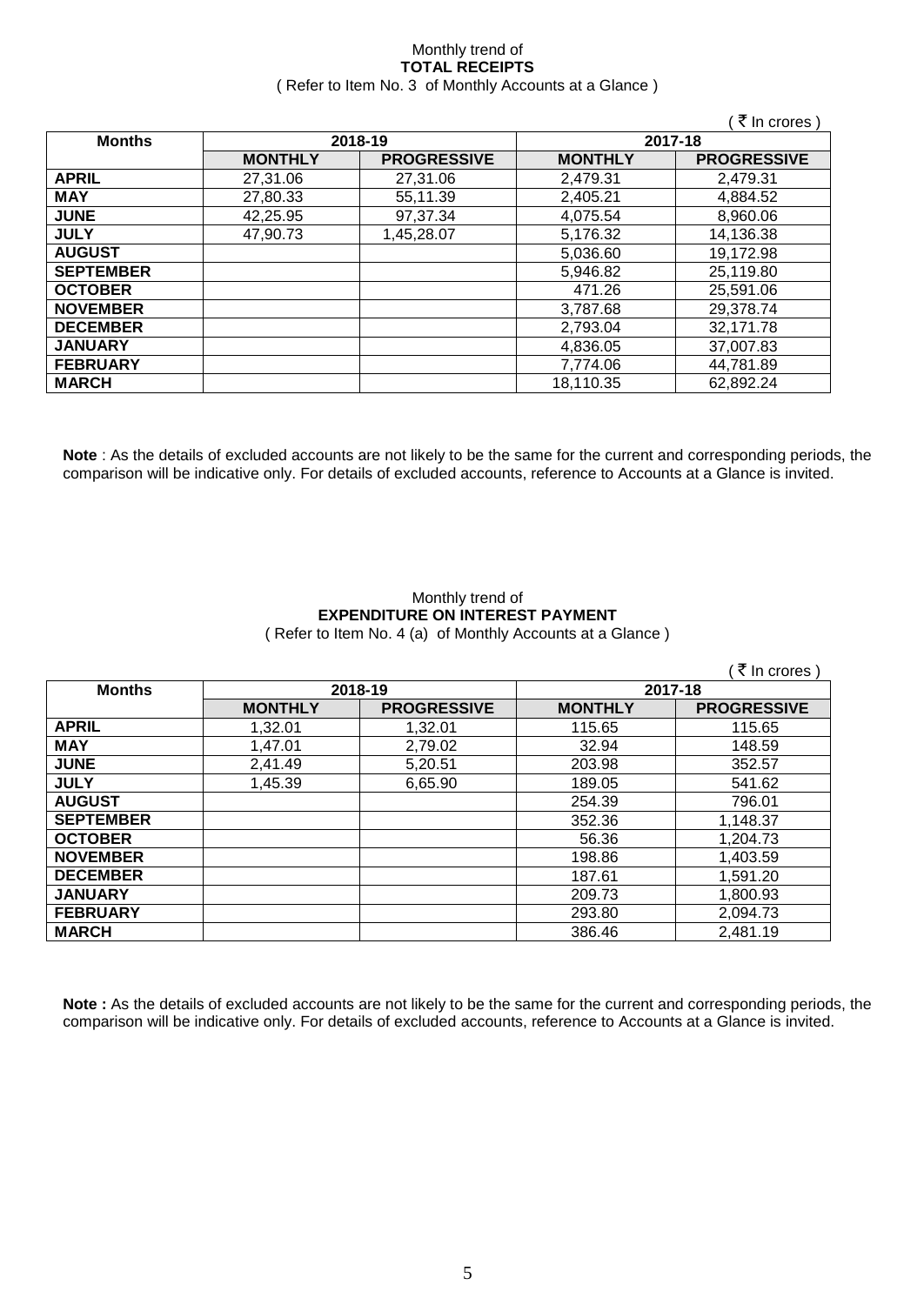Monthly trend of

**TOTAL RECEIPTS**

( Refer to Item No. 3 of Monthly Accounts at a Glance )

( ₹ In crores )

| Months | 2018-19 | | 2017-18 | |
|---|---|---|---|---|
| | MONTHLY | PROGRESSIVE | MONTHLY | PROGRESSIVE |
| APRIL | 27,31.06 | 27,31.06 | 2,479.31 | 2,479.31 |
| MAY | 27,80.33 | 55,11.39 | 2,405.21 | 4,884.52 |
| JUNE | 42,25.95 | 97,37.34 | 4,075.54 | 8,960.06 |
| JULY | 47,90.73 | 1,45,28.07 | 5,176.32 | 14,136.38 |
| AUGUST | | | 5,036.60 | 19,172.98 |
| SEPTEMBER | | | 5,946.82 | 25,119.80 |
| OCTOBER | | | 471.26 | 25,591.06 |
| NOVEMBER | | | 3,787.68 | 29,378.74 |
| DECEMBER | | | 2,793.04 | 32,171.78 |
| JANUARY | | | 4,836.05 | 37,007.83 |
| FEBRUARY | | | 7,774.06 | 44,781.89 |
| MARCH | | | 18,110.35 | 62,892.24 |

**Note** : As the details of excluded accounts are not likely to be the same for the current and corresponding periods, the comparison will be indicative only. For details of excluded accounts, reference to Accounts at a Glance is invited.

Monthly trend of

**EXPENDITURE ON INTEREST PAYMENT**

( Refer to Item No. 4 (a) of Monthly Accounts at a Glance )

( ₹ In crores )

| Months | 2018-19 | | 2017-18 | |
|---|---|---|---|---|
| | MONTHLY | PROGRESSIVE | MONTHLY | PROGRESSIVE |
| APRIL | 1,32.01 | 1,32.01 | 115.65 | 115.65 |
| MAY | 1,47.01 | 2,79.02 | 32.94 | 148.59 |
| JUNE | 2,41.49 | 5,20.51 | 203.98 | 352.57 |
| JULY | 1,45.39 | 6,65.90 | 189.05 | 541.62 |
| AUGUST | | | 254.39 | 796.01 |
| SEPTEMBER | | | 352.36 | 1,148.37 |
| OCTOBER | | | 56.36 | 1,204.73 |
| NOVEMBER | | | 198.86 | 1,403.59 |
| DECEMBER | | | 187.61 | 1,591.20 |
| JANUARY | | | 209.73 | 1,800.93 |
| FEBRUARY | | | 293.80 | 2,094.73 |
| MARCH | | | 386.46 | 2,481.19 |

**Note :** As the details of excluded accounts are not likely to be the same for the current and corresponding periods, the comparison will be indicative only. For details of excluded accounts, reference to Accounts at a Glance is invited.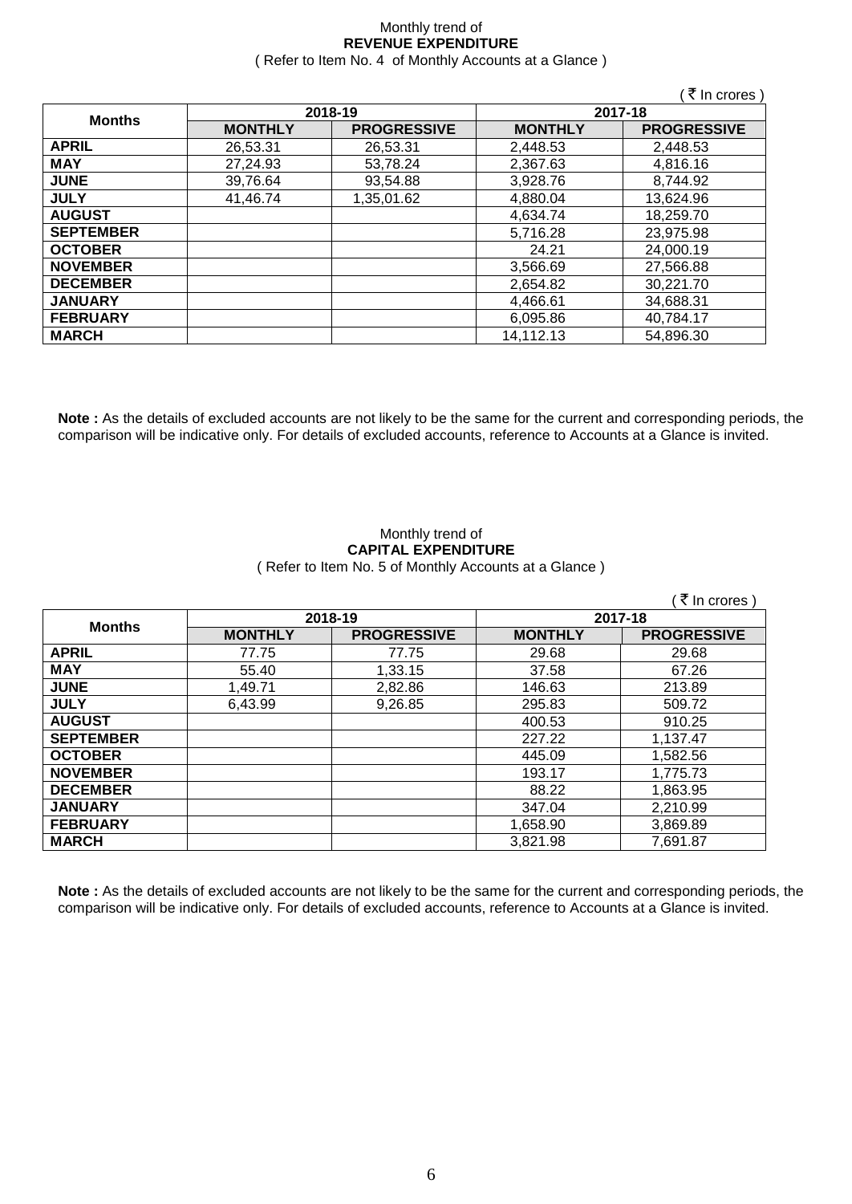Monthly trend of

**REVENUE EXPENDITURE**

( Refer to Item No. 4 of Monthly Accounts at a Glance )

( ₹ In crores )

| Months | 2018-19 | | 2017-18 | |
|---|---|---|---|---|
| | **MONTHLY** | **PROGRESSIVE** | **MONTHLY** | **PROGRESSIVE** |
| **APRIL** | 26,53.31 | 26,53.31 | 2,448.53 | 2,448.53 |
| **MAY** | 27,24.93 | 53,78.24 | 2,367.63 | 4,816.16 |
| **JUNE** | 39,76.64 | 93,54.88 | 3,928.76 | 8,744.92 |
| **JULY** | 41,46.74 | 1,35,01.62 | 4,880.04 | 13,624.96 |
| **AUGUST** | | | 4,634.74 | 18,259.70 |
| **SEPTEMBER** | | | 5,716.28 | 23,975.98 |
| **OCTOBER** | | | 24.21 | 24,000.19 |
| **NOVEMBER** | | | 3,566.69 | 27,566.88 |
| **DECEMBER** | | | 2,654.82 | 30,221.70 |
| **JANUARY** | | | 4,466.61 | 34,688.31 |
| **FEBRUARY** | | | 6,095.86 | 40,784.17 |
| **MARCH** | | | 14,112.13 | 54,896.30 |

**Note :** As the details of excluded accounts are not likely to be the same for the current and corresponding periods, the comparison will be indicative only. For details of excluded accounts, reference to Accounts at a Glance is invited.

Monthly trend of

**CAPITAL EXPENDITURE**

( Refer to Item No. 5 of Monthly Accounts at a Glance )

( ₹ In crores )

| Months | 2018-19 | | 2017-18 | |
|---|---|---|---|---|
| | **MONTHLY** | **PROGRESSIVE** | **MONTHLY** | **PROGRESSIVE** |
| **APRIL** | 77.75 | 77.75 | 29.68 | 29.68 |
| **MAY** | 55.40 | 1,33.15 | 37.58 | 67.26 |
| **JUNE** | 1,49.71 | 2,82.86 | 146.63 | 213.89 |
| **JULY** | 6,43.99 | 9,26.85 | 295.83 | 509.72 |
| **AUGUST** | | | 400.53 | 910.25 |
| **SEPTEMBER** | | | 227.22 | 1,137.47 |
| **OCTOBER** | | | 445.09 | 1,582.56 |
| **NOVEMBER** | | | 193.17 | 1,775.73 |
| **DECEMBER** | | | 88.22 | 1,863.95 |
| **JANUARY** | | | 347.04 | 2,210.99 |
| **FEBRUARY** | | | 1,658.90 | 3,869.89 |
| **MARCH** | | | 3,821.98 | 7,691.87 |

**Note :** As the details of excluded accounts are not likely to be the same for the current and corresponding periods, the comparison will be indicative only. For details of excluded accounts, reference to Accounts at a Glance is invited.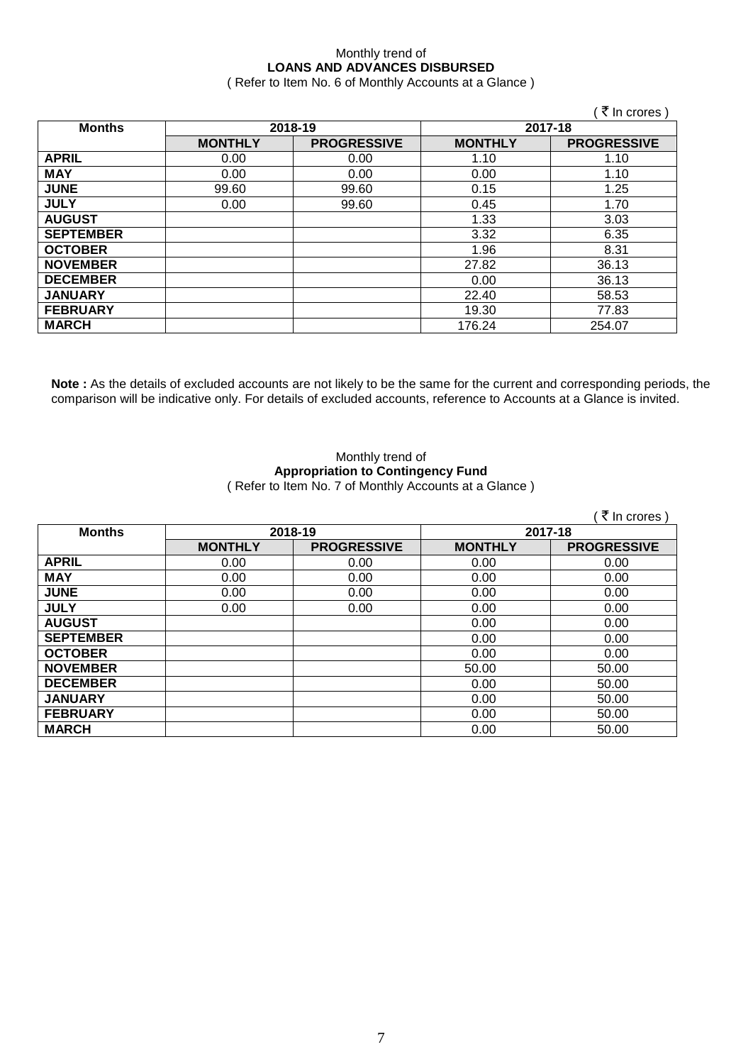Monthly trend of

**LOANS AND ADVANCES DISBURSED**

( Refer to Item No. 6 of Monthly Accounts at a Glance )

( ₹ In crores )

| Months | 2018-19 | | 2017-18 | |
|---|---|---|---|---|
| | MONTHLY | PROGRESSIVE | MONTHLY | PROGRESSIVE |
| APRIL | 0.00 | 0.00 | 1.10 | 1.10 |
| MAY | 0.00 | 0.00 | 0.00 | 1.10 |
| JUNE | 99.60 | 99.60 | 0.15 | 1.25 |
| JULY | 0.00 | 99.60 | 0.45 | 1.70 |
| AUGUST | | | 1.33 | 3.03 |
| SEPTEMBER | | | 3.32 | 6.35 |
| OCTOBER | | | 1.96 | 8.31 |
| NOVEMBER | | | 27.82 | 36.13 |
| DECEMBER | | | 0.00 | 36.13 |
| JANUARY | | | 22.40 | 58.53 |
| FEBRUARY | | | 19.30 | 77.83 |
| MARCH | | | 176.24 | 254.07 |

**Note :** As the details of excluded accounts are not likely to be the same for the current and corresponding periods, the comparison will be indicative only. For details of excluded accounts, reference to Accounts at a Glance is invited.

Monthly trend of

**Appropriation to Contingency Fund**

( Refer to Item No. 7 of Monthly Accounts at a Glance )

( ₹ In crores )

| Months | 2018-19 | | 2017-18 | |
|---|---|---|---|---|
| | MONTHLY | PROGRESSIVE | MONTHLY | PROGRESSIVE |
| APRIL | 0.00 | 0.00 | 0.00 | 0.00 |
| MAY | 0.00 | 0.00 | 0.00 | 0.00 |
| JUNE | 0.00 | 0.00 | 0.00 | 0.00 |
| JULY | 0.00 | 0.00 | 0.00 | 0.00 |
| AUGUST | | | 0.00 | 0.00 |
| SEPTEMBER | | | 0.00 | 0.00 |
| OCTOBER | | | 0.00 | 0.00 |
| NOVEMBER | | | 50.00 | 50.00 |
| DECEMBER | | | 0.00 | 50.00 |
| JANUARY | | | 0.00 | 50.00 |
| FEBRUARY | | | 0.00 | 50.00 |
| MARCH | | | 0.00 | 50.00 |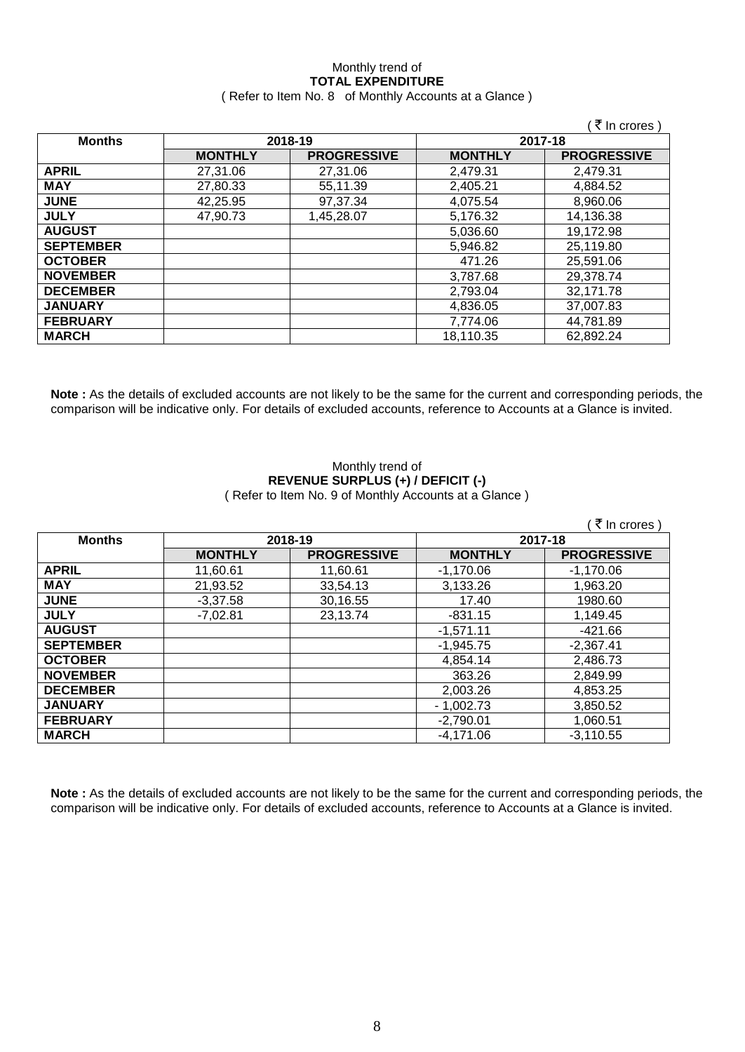Monthly trend of
**TOTAL EXPENDITURE**
( Refer to Item No. 8 of Monthly Accounts at a Glance )

( ₹ In crores )

| Months | 2018-19 | | 2017-18 | |
|---|---|---|---|---|
| | **MONTHLY** | **PROGRESSIVE** | **MONTHLY** | **PROGRESSIVE** |
| **APRIL** | 27,31.06 | 27,31.06 | 2,479.31 | 2,479.31 |
| **MAY** | 27,80.33 | 55,11.39 | 2,405.21 | 4,884.52 |
| **JUNE** | 42,25.95 | 97,37.34 | 4,075.54 | 8,960.06 |
| **JULY** | 47,90.73 | 1,45,28.07 | 5,176.32 | 14,136.38 |
| **AUGUST** | | | 5,036.60 | 19,172.98 |
| **SEPTEMBER** | | | 5,946.82 | 25,119.80 |
| **OCTOBER** | | | 471.26 | 25,591.06 |
| **NOVEMBER** | | | 3,787.68 | 29,378.74 |
| **DECEMBER** | | | 2,793.04 | 32,171.78 |
| **JANUARY** | | | 4,836.05 | 37,007.83 |
| **FEBRUARY** | | | 7,774.06 | 44,781.89 |
| **MARCH** | | | 18,110.35 | 62,892.24 |

**Note :** As the details of excluded accounts are not likely to be the same for the current and corresponding periods, the comparison will be indicative only. For details of excluded accounts, reference to Accounts at a Glance is invited.

Monthly trend of
**REVENUE SURPLUS (+) / DEFICIT (-)**
( Refer to Item No. 9 of Monthly Accounts at a Glance )

( ₹ In crores )

| Months | 2018-19 | | 2017-18 | |
|---|---|---|---|---|
| | **MONTHLY** | **PROGRESSIVE** | **MONTHLY** | **PROGRESSIVE** |
| **APRIL** | 11,60.61 | 11,60.61 | -1,170.06 | -1,170.06 |
| **MAY** | 21,93.52 | 33,54.13 | 3,133.26 | 1,963.20 |
| **JUNE** | -3,37.58 | 30,16.55 | 17.40 | 1980.60 |
| **JULY** | -7,02.81 | 23,13.74 | -831.15 | 1,149.45 |
| **AUGUST** | | | -1,571.11 | -421.66 |
| **SEPTEMBER** | | | -1,945.75 | -2,367.41 |
| **OCTOBER** | | | 4,854.14 | 2,486.73 |
| **NOVEMBER** | | | 363.26 | 2,849.99 |
| **DECEMBER** | | | 2,003.26 | 4,853.25 |
| **JANUARY** | | | - 1,002.73 | 3,850.52 |
| **FEBRUARY** | | | -2,790.01 | 1,060.51 |
| **MARCH** | | | -4,171.06 | -3,110.55 |

**Note :** As the details of excluded accounts are not likely to be the same for the current and corresponding periods, the comparison will be indicative only. For details of excluded accounts, reference to Accounts at a Glance is invited.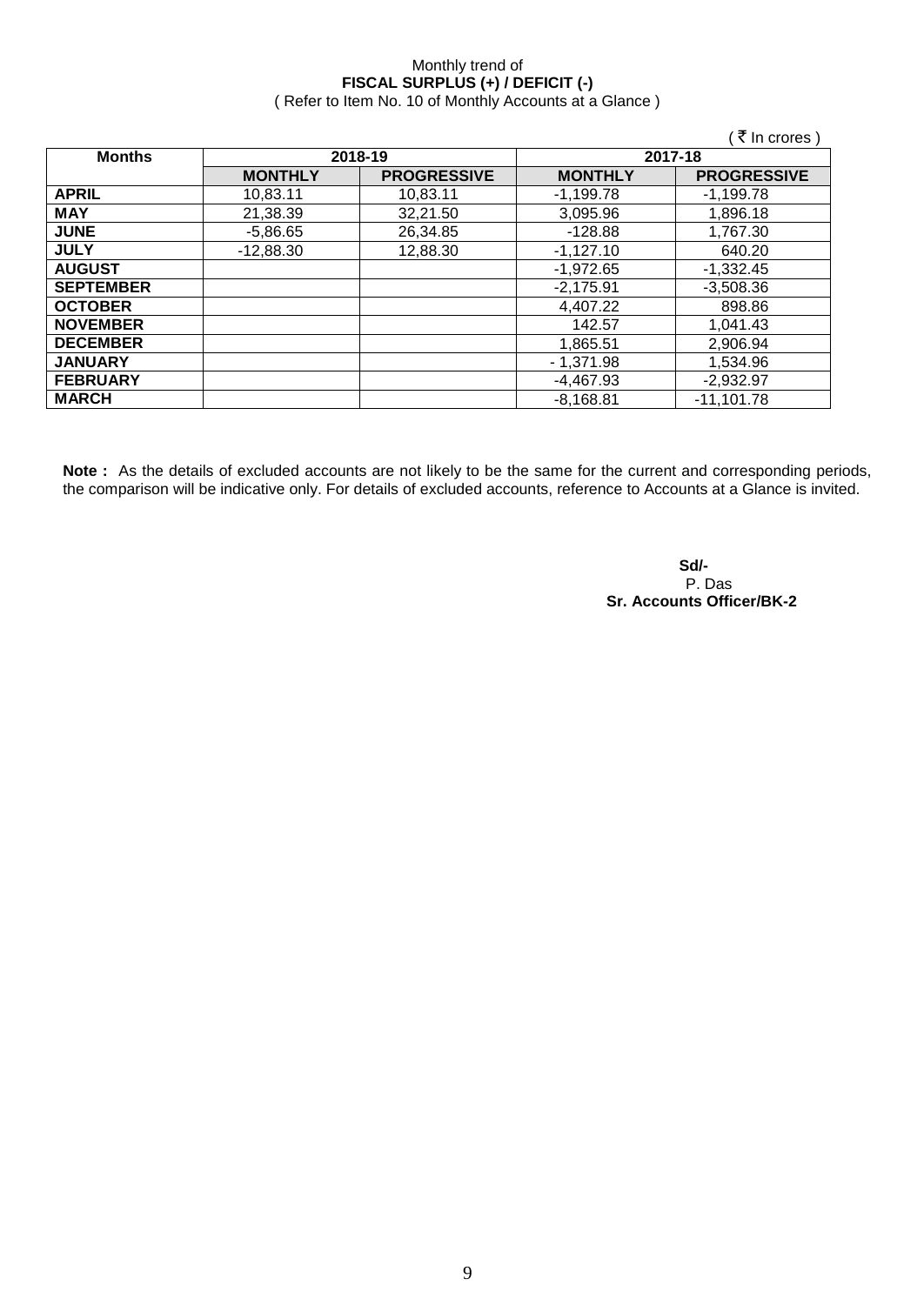Monthly trend of

**FISCAL SURPLUS (+) / DEFICIT (-)**

( Refer to Item No. 10 of Monthly Accounts at a Glance )

( ₹ In crores )

| Months | 2018-19 | | 2017-18 | |
|---|---|---|---|---|
| | **MONTHLY** | **PROGRESSIVE** | **MONTHLY** | **PROGRESSIVE** |
| **APRIL** | 10,83.11 | 10,83.11 | -1,199.78 | -1,199.78 |
| **MAY** | 21,38.39 | 32,21.50 | 3,095.96 | 1,896.18 |
| **JUNE** | -5,86.65 | 26,34.85 | -128.88 | 1,767.30 |
| **JULY** | -12,88.30 | 12,88.30 | -1,127.10 | 640.20 |
| **AUGUST** | | | -1,972.65 | -1,332.45 |
| **SEPTEMBER** | | | -2,175.91 | -3,508.36 |
| **OCTOBER** | | | 4,407.22 | 898.86 |
| **NOVEMBER** | | | 142.57 | 1,041.43 |
| **DECEMBER** | | | 1,865.51 | 2,906.94 |
| **JANUARY** | | | - 1,371.98 | 1,534.96 |
| **FEBRUARY** | | | -4,467.93 | -2,932.97 |
| **MARCH** | | | -8,168.81 | -11,101.78 |

**Note :** As the details of excluded accounts are not likely to be the same for the current and corresponding periods, the comparison will be indicative only. For details of excluded accounts, reference to Accounts at a Glance is invited.

**Sd/-**

P. Das

**Sr. Accounts Officer/BK-2**